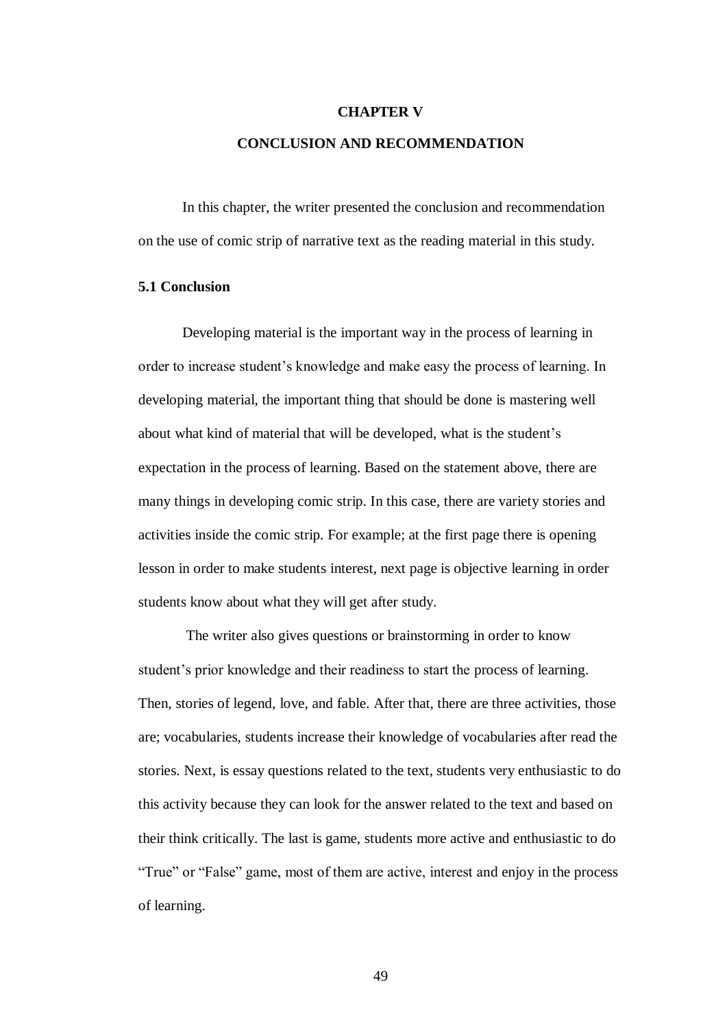# CHAPTER V

# CONCLUSION AND RECOMMENDATION

In this chapter, the writer presented the conclusion and recommendation on the use of comic strip of narrative text as the reading material in this study.

## 5.1 Conclusion

Developing material is the important way in the process of learning in order to increase student's knowledge and make easy the process of learning. In developing material, the important thing that should be done is mastering well about what kind of material that will be developed, what is the student's expectation in the process of learning. Based on the statement above, there are many things in developing comic strip. In this case, there are variety stories and activities inside the comic strip. For example; at the first page there is opening lesson in order to make students interest, next page is objective learning in order students know about what they will get after study.

The writer also gives questions or brainstorming in order to know student's prior knowledge and their readiness to start the process of learning. Then, stories of legend, love, and fable. After that, there are three activities, those are; vocabularies, students increase their knowledge of vocabularies after read the stories. Next, is essay questions related to the text, students very enthusiastic to do this activity because they can look for the answer related to the text and based on their think critically. The last is game, students more active and enthusiastic to do "True" or "False" game, most of them are active, interest and enjoy in the process of learning.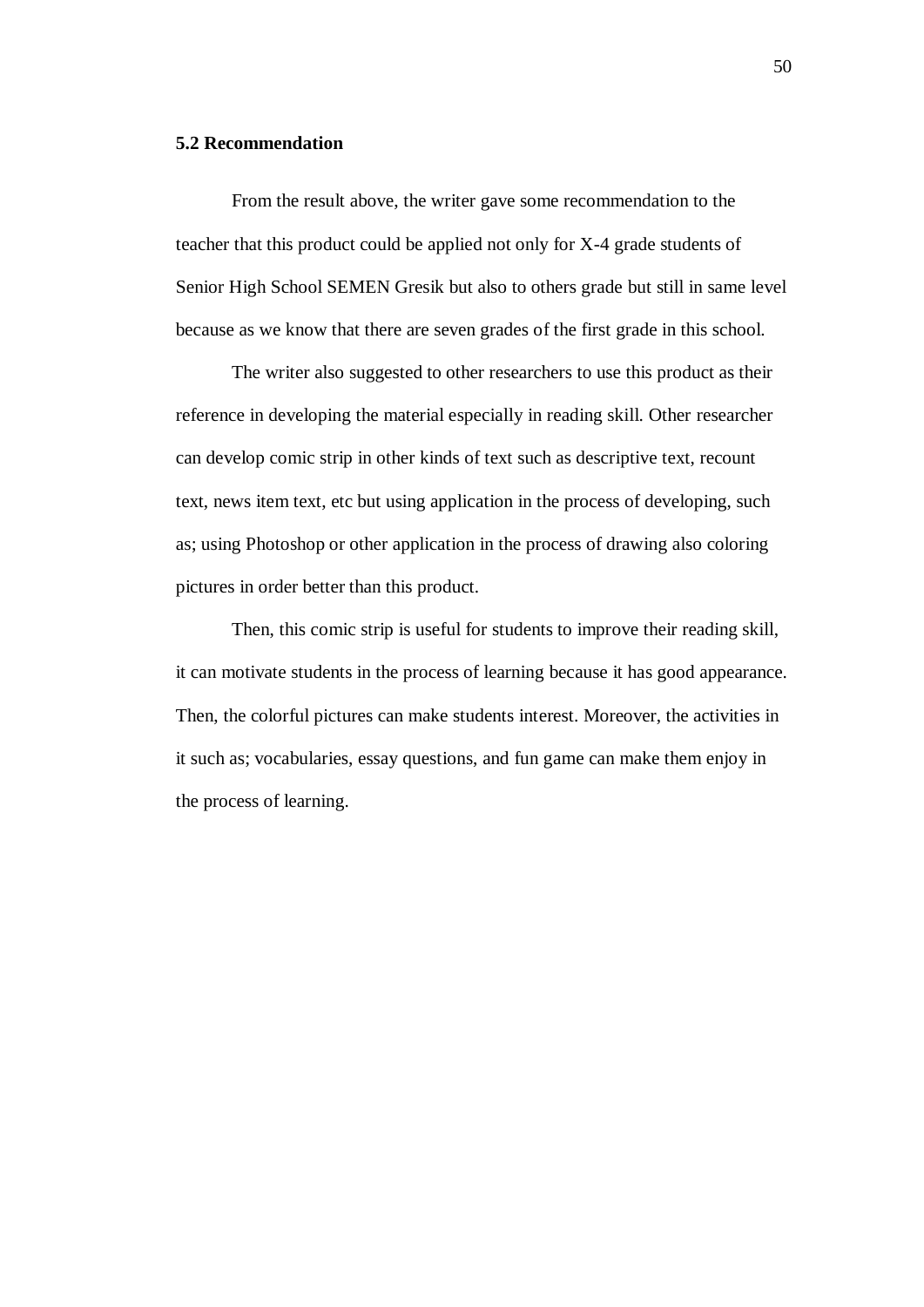### 5.2 Recommendation

From the result above, the writer gave some recommendation to the teacher that this product could be applied not only for X-4 grade students of Senior High School SEMEN Gresik but also to others grade but still in same level because as we know that there are seven grades of the first grade in this school.

The writer also suggested to other researchers to use this product as their reference in developing the material especially in reading skill. Other researcher can develop comic strip in other kinds of text such as descriptive text, recount text, news item text, etc but using application in the process of developing, such as; using Photoshop or other application in the process of drawing also coloring pictures in order better than this product.

Then, this comic strip is useful for students to improve their reading skill, it can motivate students in the process of learning because it has good appearance. Then, the colorful pictures can make students interest. Moreover, the activities in it such as; vocabularies, essay questions, and fun game can make them enjoy in the process of learning.